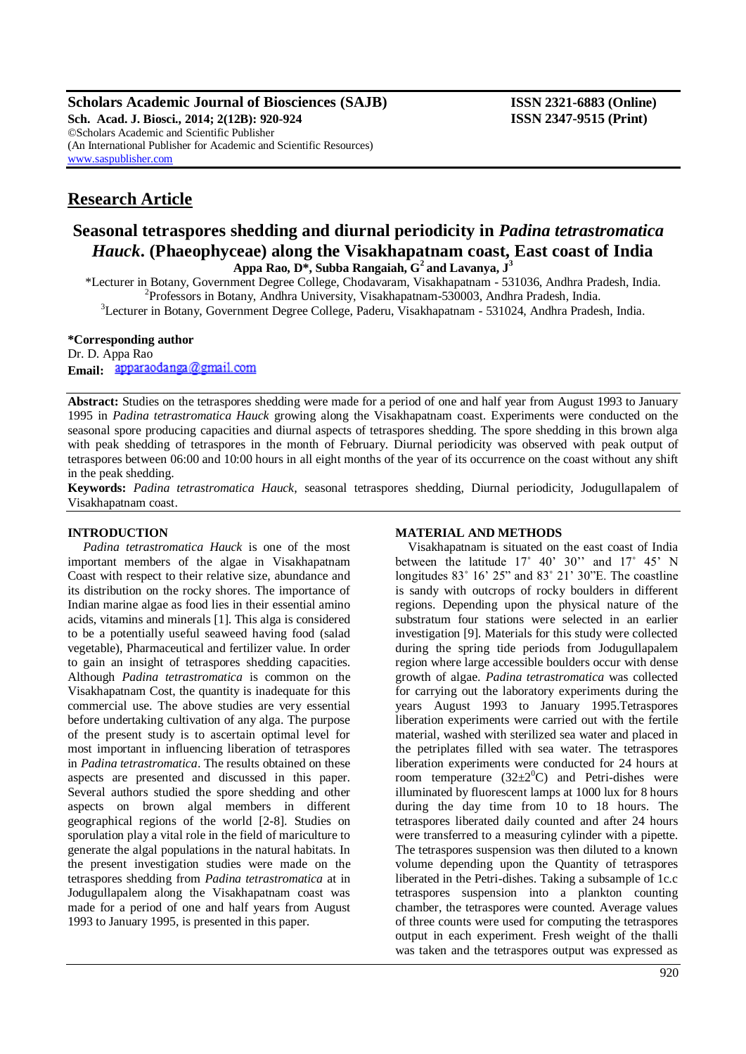**Scholars Academic Journal of Biosciences (SAJB)** **ISSN 2321-6883 (Online)**
**Sch. Acad. J. Biosci., 2014; 2(12B): 920-924** **ISSN 2347-9515 (Print)**
©Scholars Academic and Scientific Publisher
(An International Publisher for Academic and Scientific Resources)
www.saspublisher.com

## Research Article

# Seasonal tetraspores shedding and diurnal periodicity in *Padina tetrastromatica Hauck*. (Phaeophyceae) along the Visakhapatnam coast, East coast of India

**Appa Rao, D\*, Subba Rangaiah, G[2] and Lavanya, J[3]**

\*Lecturer in Botany, Government Degree College, Chodavaram, Visakhapatnam - 531036, Andhra Pradesh, India.
[2]Professors in Botany, Andhra University, Visakhapatnam-530003, Andhra Pradesh, India.
[3]Lecturer in Botany, Government Degree College, Paderu, Visakhapatnam - 531024, Andhra Pradesh, India.

**\*Corresponding author**
Dr. D. Appa Rao
**Email:** apparaodanga@gmail.com

**Abstract:** Studies on the tetraspores shedding were made for a period of one and half year from August 1993 to January 1995 in *Padina tetrastromatica Hauck* growing along the Visakhapatnam coast. Experiments were conducted on the seasonal spore producing capacities and diurnal aspects of tetraspores shedding. The spore shedding in this brown alga with peak shedding of tetraspores in the month of February. Diurnal periodicity was observed with peak output of tetraspores between 06:00 and 10:00 hours in all eight months of the year of its occurrence on the coast without any shift in the peak shedding.

**Keywords:** *Padina tetrastromatica Hauck*, seasonal tetraspores shedding, Diurnal periodicity, Jodugullapalem of Visakhapatnam coast.

## INTRODUCTION

*Padina tetrastromatica Hauck* is one of the most important members of the algae in Visakhapatnam Coast with respect to their relative size, abundance and its distribution on the rocky shores. The importance of Indian marine algae as food lies in their essential amino acids, vitamins and minerals [1]. This alga is considered to be a potentially useful seaweed having food (salad vegetable), Pharmaceutical and fertilizer value. In order to gain an insight of tetraspores shedding capacities. Although *Padina tetrastromatica* is common on the Visakhapatnam Cost, the quantity is inadequate for this commercial use. The above studies are very essential before undertaking cultivation of any alga. The purpose of the present study is to ascertain optimal level for most important in influencing liberation of tetraspores in *Padina tetrastromatica*. The results obtained on these aspects are presented and discussed in this paper. Several authors studied the spore shedding and other aspects on brown algal members in different geographical regions of the world [2-8]. Studies on sporulation play a vital role in the field of mariculture to generate the algal populations in the natural habitats. In the present investigation studies were made on the tetraspores shedding from *Padina tetrastromatica* at in Jodugullapalem along the Visakhapatnam coast was made for a period of one and half years from August 1993 to January 1995, is presented in this paper.

## MATERIAL AND METHODS

Visakhapatnam is situated on the east coast of India between the latitude 17˚ 40' 30'' and 17˚ 45' N longitudes 83˚ 16' 25" and 83˚ 21' 30"E. The coastline is sandy with outcrops of rocky boulders in different regions. Depending upon the physical nature of the substratum four stations were selected in an earlier investigation [9]. Materials for this study were collected during the spring tide periods from Jodugullapalem region where large accessible boulders occur with dense growth of algae. *Padina tetrastromatica* was collected for carrying out the laboratory experiments during the years August 1993 to January 1995.Tetraspores liberation experiments were carried out with the fertile material, washed with sterilized sea water and placed in the petriplates filled with sea water. The tetraspores liberation experiments were conducted for 24 hours at room temperature ($32\pm2^0$C) and Petri-dishes were illuminated by fluorescent lamps at 1000 lux for 8 hours during the day time from 10 to 18 hours. The tetraspores liberated daily counted and after 24 hours were transferred to a measuring cylinder with a pipette. The tetraspores suspension was then diluted to a known volume depending upon the Quantity of tetraspores liberated in the Petri-dishes. Taking a subsample of 1c.c tetraspores suspension into a plankton counting chamber, the tetraspores were counted. Average values of three counts were used for computing the tetraspores output in each experiment. Fresh weight of the thalli was taken and the tetraspores output was expressed as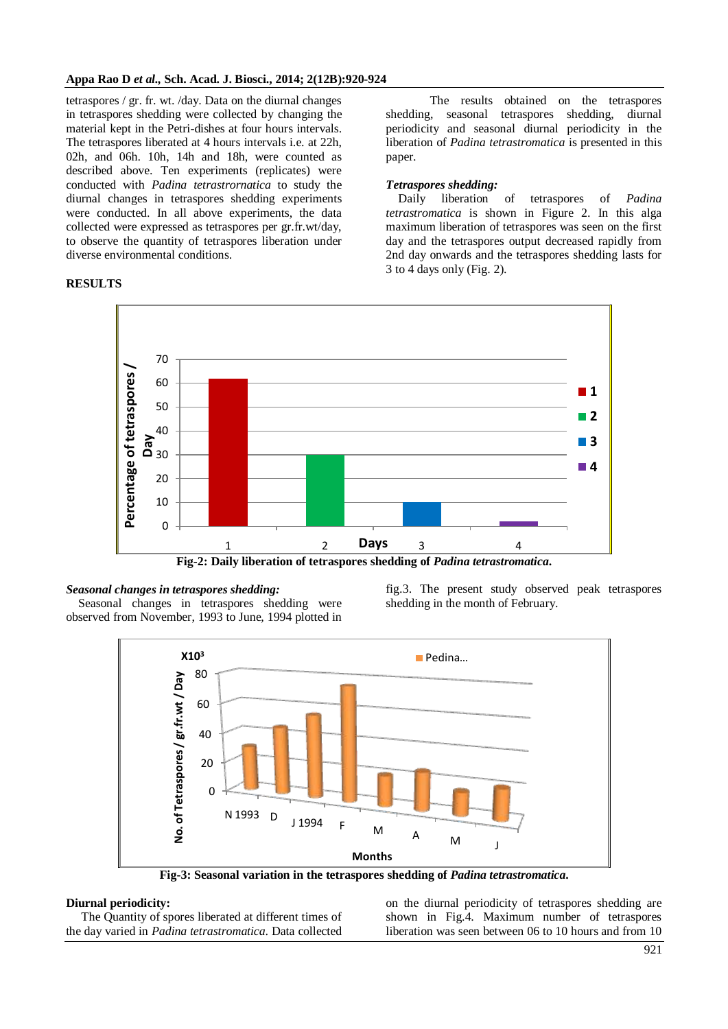tetraspores / gr. fr. wt. /day. Data on the diurnal changes in tetraspores shedding were collected by changing the material kept in the Petri-dishes at four hours intervals. The tetraspores liberated at 4 hours intervals i.e. at 22h, 02h, and 06h. 10h, 14h and 18h, were counted as described above. Ten experiments (replicates) were conducted with *Padina tetrastrornatica* to study the diurnal changes in tetraspores shedding experiments were conducted. In all above experiments, the data collected were expressed as tetraspores per gr.fr.wt/day, to observe the quantity of tetraspores liberation under diverse environmental conditions.

## RESULTS

The results obtained on the tetraspores shedding, seasonal tetraspores shedding, diurnal periodicity and seasonal diurnal periodicity in the liberation of *Padina tetrastromatica* is presented in this paper.

### *Tetraspores shedding:*

Daily liberation of tetraspores of *Padina tetrastromatica* is shown in Figure 2. In this alga maximum liberation of tetraspores was seen on the first day and the tetraspores output decreased rapidly from 2nd day onwards and the tetraspores shedding lasts for 3 to 4 days only (Fig. 2).

**Fig-2: Daily liberation of tetraspores shedding of *Padina tetrastromatica*.**

### *Seasonal changes in tetraspores shedding:*

Seasonal changes in tetraspores shedding were observed from November, 1993 to June, 1994 plotted in fig.3. The present study observed peak tetraspores shedding in the month of February.

**Fig-3: Seasonal variation in the tetraspores shedding of *Padina tetrastromatica*.**

### Diurnal periodicity:

The Quantity of spores liberated at different times of the day varied in *Padina tetrastromatica*. Data collected on the diurnal periodicity of tetraspores shedding are shown in Fig.4. Maximum number of tetraspores liberation was seen between 06 to 10 hours and from 10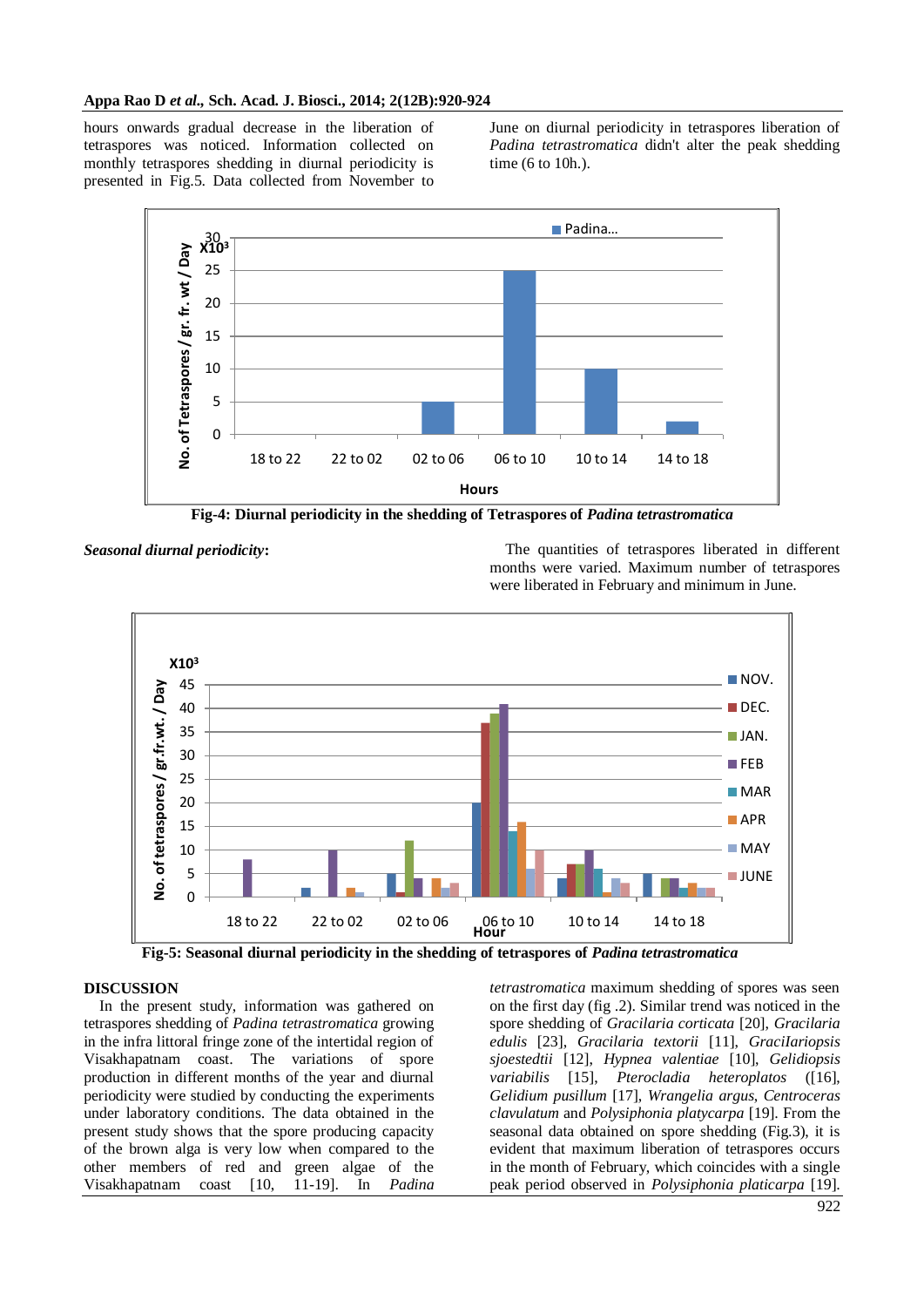hours onwards gradual decrease in the liberation of tetraspores was noticed. Information collected on monthly tetraspores shedding in diurnal periodicity is presented in Fig.5. Data collected from November to June on diurnal periodicity in tetraspores liberation of *Padina tetrastromatica* didn't alter the peak shedding time (6 to 10h.).

**Fig-4: Diurnal periodicity in the shedding of Tetraspores of *Padina tetrastromatica***

***Seasonal diurnal periodicity*:**

The quantities of tetraspores liberated in different months were varied. Maximum number of tetraspores were liberated in February and minimum in June.

**Fig-5: Seasonal diurnal periodicity in the shedding of tetraspores of *Padina tetrastromatica***

## DISCUSSION

In the present study, information was gathered on tetraspores shedding of *Padina tetrastromatica* growing in the infra littoral fringe zone of the intertidal region of Visakhapatnam coast. The variations of spore production in different months of the year and diurnal periodicity were studied by conducting the experiments under laboratory conditions. The data obtained in the present study shows that the spore producing capacity of the brown alga is very low when compared to the other members of red and green algae of the Visakhapatnam coast [10, 11-19]. In *Padina tetrastromatica* maximum shedding of spores was seen on the first day (fig .2). Similar trend was noticed in the spore shedding of *Gracilaria corticata* [20], *Gracilaria edulis* [23], *Gracilaria textorii* [11], *Gracilariopsis sjoestedtii* [12], *Hypnea valentiae* [10], *Gelidiopsis variabilis* [15], *Pterocladia heteroplatos* ([16], *Gelidium pusillum* [17], *Wrangelia argus*, *Centroceras clavulatum* and *Polysiphonia platycarpa* [19]. From the seasonal data obtained on spore shedding (Fig.3), it is evident that maximum liberation of tetraspores occurs in the month of February, which coincides with a single peak period observed in *Polysiphonia platicarpa* [19].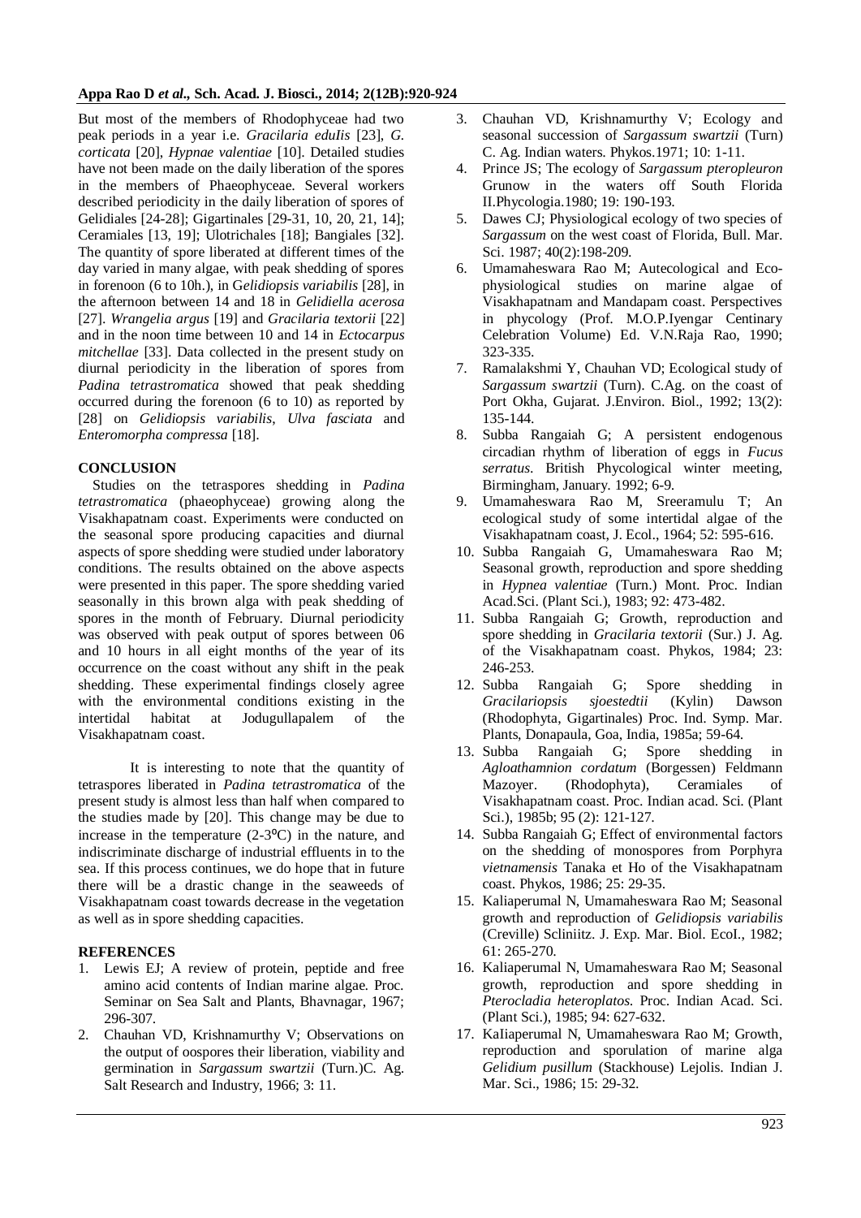But most of the members of Rhodophyceae had two peak periods in a year i.e. *Gracilaria eduIis* [23], *G. corticata* [20], *Hypnae valentiae* [10]. Detailed studies have not been made on the daily liberation of the spores in the members of Phaeophyceae. Several workers described periodicity in the daily liberation of spores of Gelidiales [24-28]; Gigartinales [29-31, 10, 20, 21, 14]; Ceramiales [13, 19]; Ulotrichales [18]; Bangiales [32]. The quantity of spore liberated at different times of the day varied in many algae, with peak shedding of spores in forenoon (6 to 10h.), in G*elidiopsis variabilis* [28], in the afternoon between 14 and 18 in *Gelidiella acerosa* [27]. *Wrangelia argus* [19] and *Gracilaria textorii* [22] and in the noon time between 10 and 14 in *Ectocarpus mitchellae* [33]. Data collected in the present study on diurnal periodicity in the liberation of spores from *Padina tetrastromatica* showed that peak shedding occurred during the forenoon (6 to 10) as reported by [28] on *Gelidiopsis variabilis*, *Ulva fasciata* and *Enteromorpha compressa* [18].

## CONCLUSION

Studies on the tetraspores shedding in *Padina tetrastromatica* (phaeophyceae) growing along the Visakhapatnam coast. Experiments were conducted on the seasonal spore producing capacities and diurnal aspects of spore shedding were studied under laboratory conditions. The results obtained on the above aspects were presented in this paper. The spore shedding varied seasonally in this brown alga with peak shedding of spores in the month of February. Diurnal periodicity was observed with peak output of spores between 06 and 10 hours in all eight months of the year of its occurrence on the coast without any shift in the peak shedding. These experimental findings closely agree with the environmental conditions existing in the intertidal habitat at Jodugullapalem of the Visakhapatnam coast.

It is interesting to note that the quantity of tetraspores liberated in *Padina tetrastromatica* of the present study is almost less than half when compared to the studies made by [20]. This change may be due to increase in the temperature (2-3°C) in the nature, and indiscriminate discharge of industrial effluents in to the sea. If this process continues, we do hope that in future there will be a drastic change in the seaweeds of Visakhapatnam coast towards decrease in the vegetation as well as in spore shedding capacities.

## REFERENCES

1. Lewis EJ; A review of protein, peptide and free amino acid contents of Indian marine algae. Proc. Seminar on Sea Salt and Plants, Bhavnagar, 1967; 296-307.
2. Chauhan VD, Krishnamurthy V; Observations on the output of oospores their liberation, viability and germination in *Sargassum swartzii* (Turn.)C. Ag. Salt Research and Industry, 1966; 3: 11.
3. Chauhan VD, Krishnamurthy V; Ecology and seasonal succession of *Sargassum swartzii* (Turn) C. Ag. Indian waters. Phykos.1971; 10: 1-11.
4. Prince JS; The ecology of *Sargassum pteropleuron* Grunow in the waters off South Florida II.Phycologia.1980; 19: 190-193.
5. Dawes CJ; Physiological ecology of two species of *Sargassum* on the west coast of Florida, Bull. Mar. Sci. 1987; 40(2):198-209.
6. Umamaheswara Rao M; Autecological and Eco-physiological studies on marine algae of Visakhapatnam and Mandapam coast. Perspectives in phycology (Prof. M.O.P.Iyengar Centinary Celebration Volume) Ed. V.N.Raja Rao, 1990; 323-335.
7. Ramalakshmi Y, Chauhan VD; Ecological study of *Sargassum swartzii* (Turn). C.Ag. on the coast of Port Okha, Gujarat. J.Environ. Biol., 1992; 13(2): 135-144.
8. Subba Rangaiah G; A persistent endogenous circadian rhythm of liberation of eggs in *Fucus serratus*. British Phycological winter meeting, Birmingham, January. 1992; 6-9.
9. Umamaheswara Rao M, Sreeramulu T; An ecological study of some intertidal algae of the Visakhapatnam coast, J. Ecol., 1964; 52: 595-616.
10. Subba Rangaiah G, Umamaheswara Rao M; Seasonal growth, reproduction and spore shedding in *Hypnea valentiae* (Turn.) Mont. Proc. Indian Acad.Sci. (Plant Sci.), 1983; 92: 473-482.
11. Subba Rangaiah G; Growth, reproduction and spore shedding in *Gracilaria textorii* (Sur.) J. Ag. of the Visakhapatnam coast. Phykos, 1984; 23: 246-253.
12. Subba Rangaiah G; Spore shedding in *Gracilariopsis sjoestedtii* (Kylin) Dawson (Rhodophyta, Gigartinales) Proc. Ind. Symp. Mar. Plants, Donapaula, Goa, India, 1985a; 59-64.
13. Subba Rangaiah G; Spore shedding in *Agloathamnion cordatum* (Borgessen) Feldmann Mazoyer. (Rhodophyta), Ceramiales of Visakhapatnam coast. Proc. Indian acad. Sci. (Plant Sci.), 1985b; 95 (2): 121-127.
14. Subba Rangaiah G; Effect of environmental factors on the shedding of monospores from Porphyra *vietnamensis* Tanaka et Ho of the Visakhapatnam coast. Phykos, 1986; 25: 29-35.
15. Kaliaperumal N, Umamaheswara Rao M; Seasonal growth and reproduction of *Gelidiopsis variabilis* (Creville) Scliniitz. J. Exp. Mar. Biol. EcoI., 1982; 61: 265-270.
16. Kaliaperumal N, Umamaheswara Rao M; Seasonal growth, reproduction and spore shedding in *Pterocladia heteroplatos*. Proc. Indian Acad. Sci. (Plant Sci.), 1985; 94: 627-632.
17. KaIiaperumal N, Umamaheswara Rao M; Growth, reproduction and sporulation of marine alga *Gelidium pusillum* (Stackhouse) Lejolis. Indian J. Mar. Sci., 1986; 15: 29-32.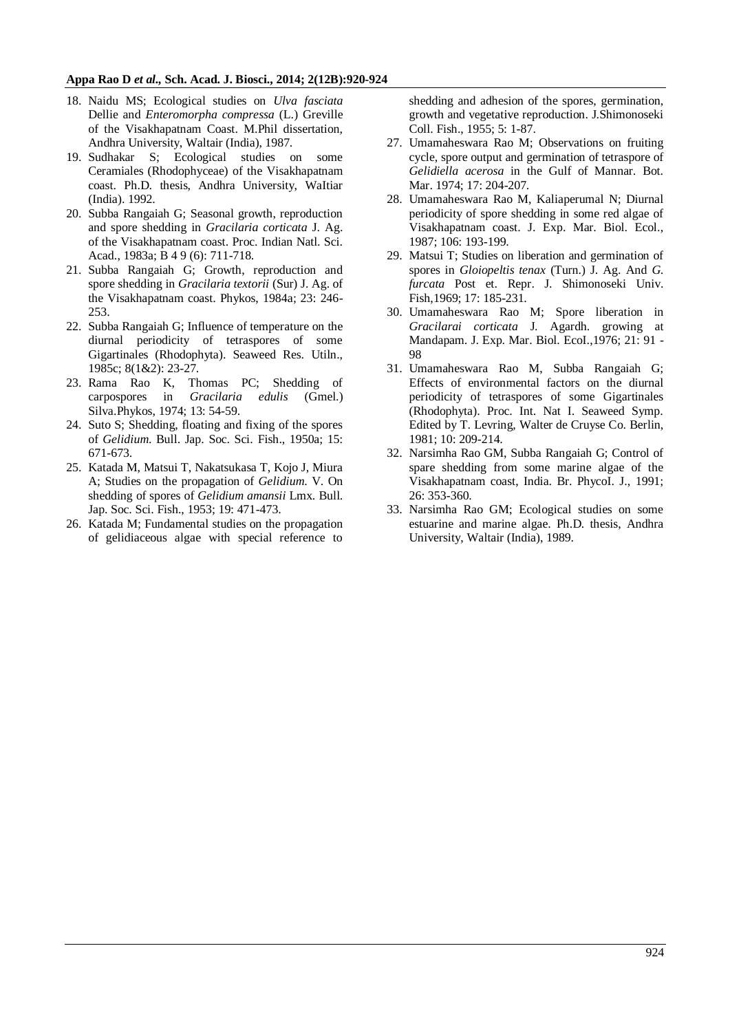18. Naidu MS; Ecological studies on *Ulva fasciata* Dellie and *Enteromorpha compressa* (L.) Greville of the Visakhapatnam Coast. M.Phil dissertation, Andhra University, Waltair (India), 1987.
19. Sudhakar S; Ecological studies on some Ceramiales (Rhodophyceae) of the Visakhapatnam coast. Ph.D. thesis, Andhra University, WaItiar (India). 1992.
20. Subba Rangaiah G; Seasonal growth, reproduction and spore shedding in *Gracilaria corticata* J. Ag. of the Visakhapatnam coast. Proc. Indian Natl. Sci. Acad., 1983a; B 4 9 (6): 711-718.
21. Subba Rangaiah G; Growth, reproduction and spore shedding in *Gracilaria textorii* (Sur) J. Ag. of the Visakhapatnam coast. Phykos, 1984a; 23: 246-253.
22. Subba Rangaiah G; Influence of temperature on the diurnal periodicity of tetraspores of some Gigartinales (Rhodophyta). Seaweed Res. Utiln., 1985c; 8(1&2): 23-27.
23. Rama Rao K, Thomas PC; Shedding of carpospores in *Gracilaria edulis* (Gmel.) Silva.Phykos, 1974; 13: 54-59.
24. Suto S; Shedding, floating and fixing of the spores of *Gelidium.* Bull. Jap. Soc. Sci. Fish., 1950a; 15: 671-673.
25. Katada M, Matsui T, Nakatsukasa T, Kojo J, Miura A; Studies on the propagation of *Gelidium.* V. On shedding of spores of *Gelidium amansii* Lmx. Bull. Jap. Soc. Sci. Fish., 1953; 19: 471-473.
26. Katada M; Fundamental studies on the propagation of gelidiaceous algae with special reference to shedding and adhesion of the spores, germination, growth and vegetative reproduction. J.Shimonoseki Coll. Fish., 1955; 5: 1-87.
27. Umamaheswara Rao M; Observations on fruiting cycle, spore output and germination of tetraspore of *Gelidiella acerosa* in the Gulf of Mannar. Bot. Mar. 1974; 17: 204-207.
28. Umamaheswara Rao M, Kaliaperumal N; Diurnal periodicity of spore shedding in some red algae of Visakhapatnam coast. J. Exp. Mar. Biol. Ecol., 1987; 106: 193-199.
29. Matsui T; Studies on liberation and germination of spores in *Gloiopeltis tenax* (Turn.) J. Ag. And *G. furcata* Post et. Repr. J. Shimonoseki Univ. Fish,1969; 17: 185-231.
30. Umamaheswara Rao M; Spore liberation in *Gracilarai corticata* J. Agardh. growing at Mandapam. J. Exp. Mar. Biol. EcoI.,1976; 21: 91 - 98
31. Umamaheswara Rao M, Subba Rangaiah G; Effects of environmental factors on the diurnal periodicity of tetraspores of some Gigartinales (Rhodophyta). Proc. Int. Nat I. Seaweed Symp. Edited by T. Levring, Walter de Cruyse Co. Berlin, 1981; 10: 209-214.
32. Narsimha Rao GM, Subba Rangaiah G; Control of spare shedding from some marine algae of the Visakhapatnam coast, India. Br. PhycoI. J., 1991; 26: 353-360.
33. Narsimha Rao GM; Ecological studies on some estuarine and marine algae. Ph.D. thesis, Andhra University, Waltair (India), 1989.